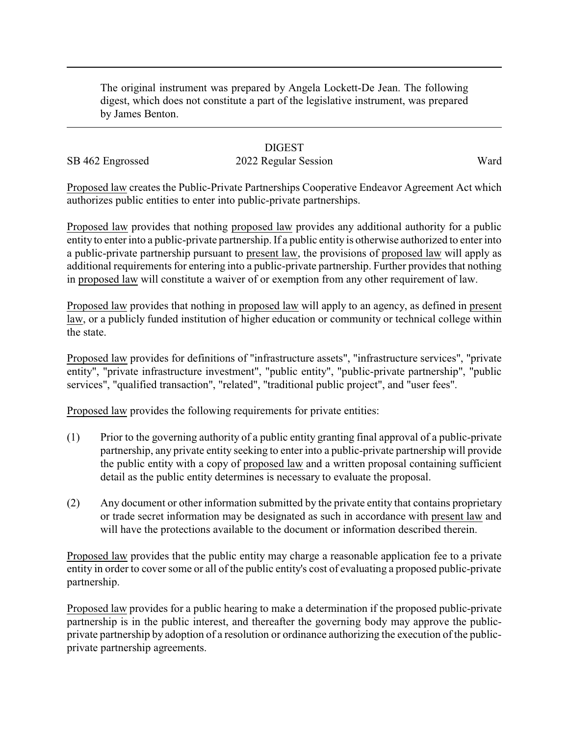The original instrument was prepared by Angela Lockett-De Jean. The following digest, which does not constitute a part of the legislative instrument, was prepared by James Benton.

# DIGEST

SB 462 Engrossed 2022 Regular Session Ward

Proposed law creates the Public-Private Partnerships Cooperative Endeavor Agreement Act which authorizes public entities to enter into public-private partnerships.

Proposed law provides that nothing proposed law provides any additional authority for a public entity to enter into a public-private partnership. If a public entity is otherwise authorized to enter into a public-private partnership pursuant to present law, the provisions of proposed law will apply as additional requirements for entering into a public-private partnership. Further provides that nothing in proposed law will constitute a waiver of or exemption from any other requirement of law.

Proposed law provides that nothing in proposed law will apply to an agency, as defined in present law, or a publicly funded institution of higher education or community or technical college within the state.

Proposed law provides for definitions of "infrastructure assets", "infrastructure services", "private entity", "private infrastructure investment", "public entity", "public-private partnership", "public services", "qualified transaction", "related", "traditional public project", and "user fees".

Proposed law provides the following requirements for private entities:

(1) Prior to the governing authority of a public entity granting final approval of a public-private partnership, any private entity seeking to enter into a public-private partnership will provide the public entity with a copy of proposed law and a written proposal containing sufficient detail as the public entity determines is necessary to evaluate the proposal.

(2) Any document or other information submitted by the private entity that contains proprietary or trade secret information may be designated as such in accordance with present law and will have the protections available to the document or information described therein.

Proposed law provides that the public entity may charge a reasonable application fee to a private entity in order to cover some or all of the public entity's cost of evaluating a proposed public-private partnership.

Proposed law provides for a public hearing to make a determination if the proposed public-private partnership is in the public interest, and thereafter the governing body may approve the public-private partnership by adoption of a resolution or ordinance authorizing the execution of the public-private partnership agreements.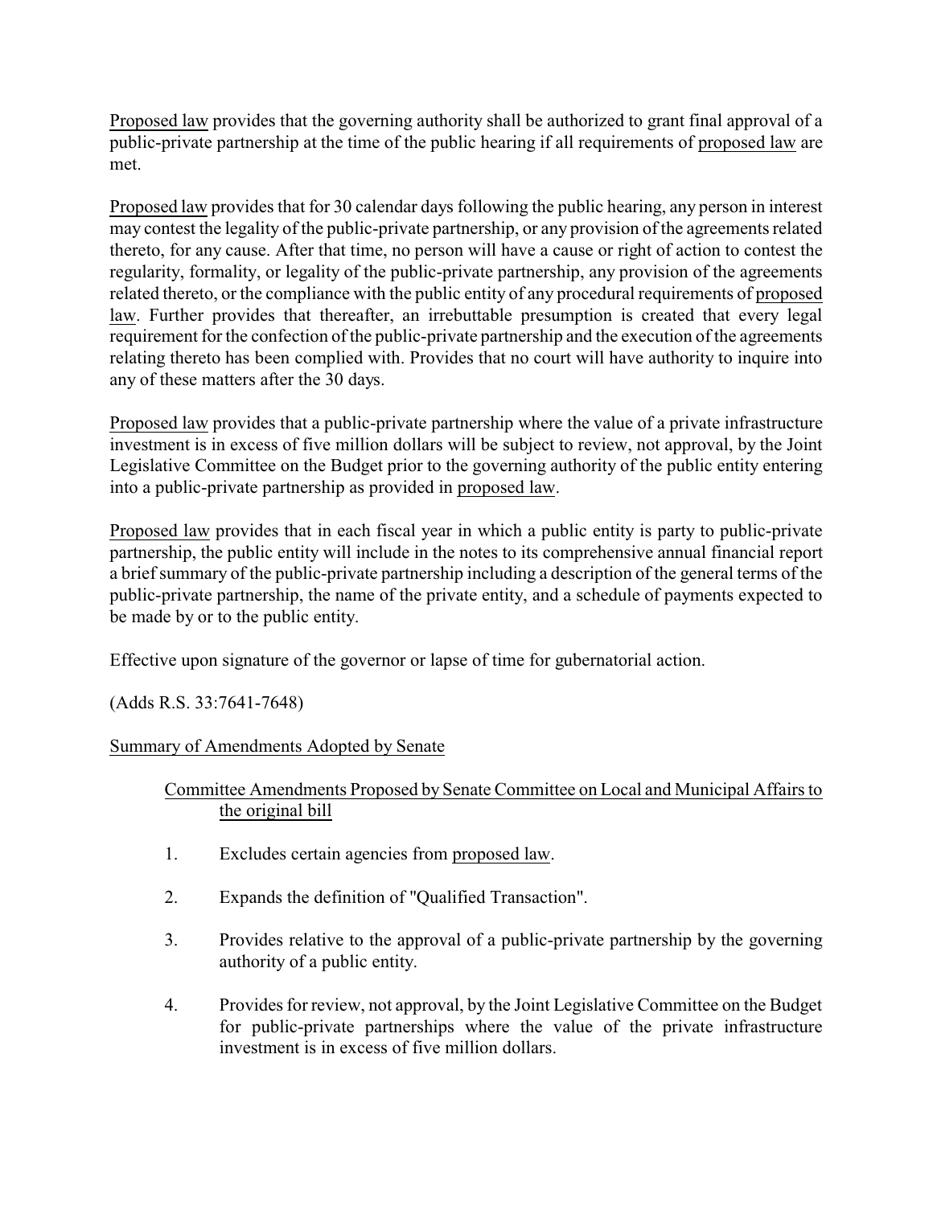Proposed law provides that the governing authority shall be authorized to grant final approval of a public-private partnership at the time of the public hearing if all requirements of proposed law are met.

Proposed law provides that for 30 calendar days following the public hearing, any person in interest may contest the legality of the public-private partnership, or any provision of the agreements related thereto, for any cause. After that time, no person will have a cause or right of action to contest the regularity, formality, or legality of the public-private partnership, any provision of the agreements related thereto, or the compliance with the public entity of any procedural requirements of proposed law. Further provides that thereafter, an irrebuttable presumption is created that every legal requirement for the confection of the public-private partnership and the execution of the agreements relating thereto has been complied with. Provides that no court will have authority to inquire into any of these matters after the 30 days.

Proposed law provides that a public-private partnership where the value of a private infrastructure investment is in excess of five million dollars will be subject to review, not approval, by the Joint Legislative Committee on the Budget prior to the governing authority of the public entity entering into a public-private partnership as provided in proposed law.

Proposed law provides that in each fiscal year in which a public entity is party to public-private partnership, the public entity will include in the notes to its comprehensive annual financial report a brief summary of the public-private partnership including a description of the general terms of the public-private partnership, the name of the private entity, and a schedule of payments expected to be made by or to the public entity.

Effective upon signature of the governor or lapse of time for gubernatorial action.

(Adds R.S. 33:7641-7648)

Summary of Amendments Adopted by Senate

Committee Amendments Proposed by Senate Committee on Local and Municipal Affairs to the original bill

1. Excludes certain agencies from proposed law.
2. Expands the definition of "Qualified Transaction".
3. Provides relative to the approval of a public-private partnership by the governing authority of a public entity.
4. Provides for review, not approval, by the Joint Legislative Committee on the Budget for public-private partnerships where the value of the private infrastructure investment is in excess of five million dollars.